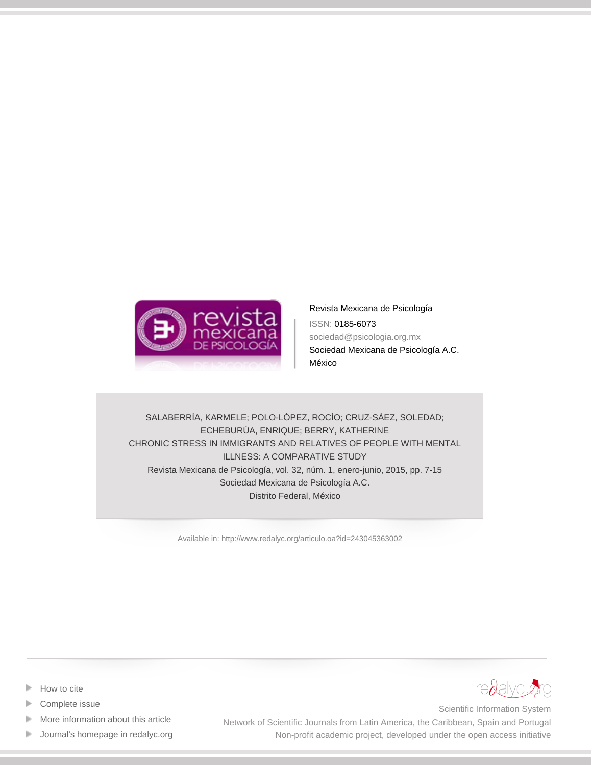Revista Mexicana de Psicología

ISSN: 0185-6073

sociedad@psicologia.org.mx

Sociedad Mexicana de Psicología A.C.

México

SALABERRÍA, KARMELE; POLO-LÓPEZ, ROCÍO; CRUZ-SÁEZ, SOLEDAD; ECHEBURÚA, ENRIQUE; BERRY, KATHERINE

CHRONIC STRESS IN IMMIGRANTS AND RELATIVES OF PEOPLE WITH MENTAL ILLNESS: A COMPARATIVE STUDY

Revista Mexicana de Psicología, vol. 32, núm. 1, enero-junio, 2015, pp. 7-15

Sociedad Mexicana de Psicología A.C.

Distrito Federal, México

Available in: http://www.redalyc.org/articulo.oa?id=243045363002

- How to cite
- Complete issue
- More information about this article
- Journal's homepage in redalyc.org

redalyc.org

Scientific Information System

Network of Scientific Journals from Latin America, the Caribbean, Spain and Portugal

Non-profit academic project, developed under the open access initiative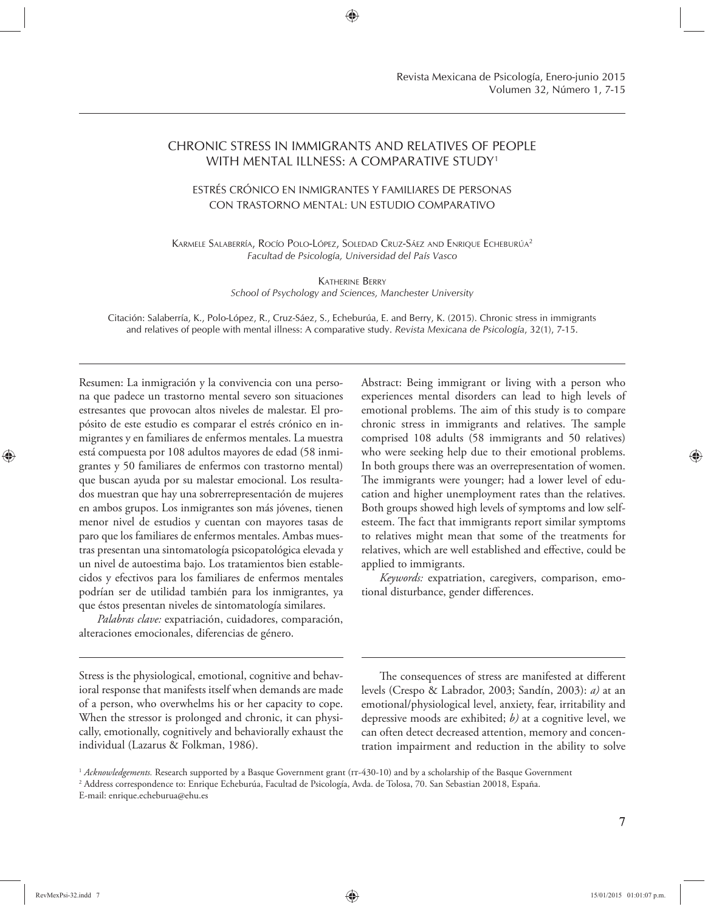# CHRONIC STRESS IN IMMIGRANTS AND RELATIVES OF PEOPLE WITH MENTAL ILLNESS: A COMPARATIVE STUDY[1]

## ESTRÉS CRÓNICO EN INMIGRANTES Y FAMILIARES DE PERSONAS CON TRASTORNO MENTAL: UN ESTUDIO COMPARATIVO

Karmele Salaberría, Rocío Polo-López, Soledad Cruz-Sáez and Enrique Echeburúa[2]
*Facultad de Psicología, Universidad del País Vasco*

Katherine Berry
*School of Psychology and Sciences, Manchester University*

Citación: Salaberría, K., Polo-López, R., Cruz-Sáez, S., Echeburúa, E. and Berry, K. (2015). Chronic stress in immigrants and relatives of people with mental illness: A comparative study. *Revista Mexicana de Psicología*, 32(1), 7-15.

Resumen: La inmigración y la convivencia con una persona que padece un trastorno mental severo son situaciones estresantes que provocan altos niveles de malestar. El propósito de este estudio es comparar el estrés crónico en inmigrantes y en familiares de enfermos mentales. La muestra está compuesta por 108 adultos mayores de edad (58 inmigrantes y 50 familiares de enfermos con trastorno mental) que buscan ayuda por su malestar emocional. Los resultados muestran que hay una sobrerrepresentación de mujeres en ambos grupos. Los inmigrantes son más jóvenes, tienen menor nivel de estudios y cuentan con mayores tasas de paro que los familiares de enfermos mentales. Ambas muestras presentan una sintomatología psicopatológica elevada y un nivel de autoestima bajo. Los tratamientos bien establecidos y efectivos para los familiares de enfermos mentales podrían ser de utilidad también para los inmigrantes, ya que éstos presentan niveles de sintomatología similares.

*Palabras clave:* expatriación, cuidadores, comparación, alteraciones emocionales, diferencias de género.

Abstract: Being immigrant or living with a person who experiences mental disorders can lead to high levels of emotional problems. The aim of this study is to compare chronic stress in immigrants and relatives. The sample comprised 108 adults (58 immigrants and 50 relatives) who were seeking help due to their emotional problems. In both groups there was an overrepresentation of women. The immigrants were younger; had a lower level of education and higher unemployment rates than the relatives. Both groups showed high levels of symptoms and low self-esteem. The fact that immigrants report similar symptoms to relatives might mean that some of the treatments for relatives, which are well established and effective, could be applied to immigrants.

*Keywords:* expatriation, caregivers, comparison, emotional disturbance, gender differences.

Stress is the physiological, emotional, cognitive and behavioral response that manifests itself when demands are made of a person, who overwhelms his or her capacity to cope. When the stressor is prolonged and chronic, it can physically, emotionally, cognitively and behaviorally exhaust the individual (Lazarus & Folkman, 1986).

The consequences of stress are manifested at different levels (Crespo & Labrador, 2003; Sandín, 2003): *a)* at an emotional/physiological level, anxiety, fear, irritability and depressive moods are exhibited; *b)* at a cognitive level, we can often detect decreased attention, memory and concentration impairment and reduction in the ability to solve

[1] *Acknowledgements.* Research supported by a Basque Government grant (IT-430-10) and by a scholarship of the Basque Government

[2] Address correspondence to: Enrique Echeburúa, Facultad de Psicología, Avda. de Tolosa, 70. San Sebastian 20018, España.
E-mail: enrique.echeburua@ehu.es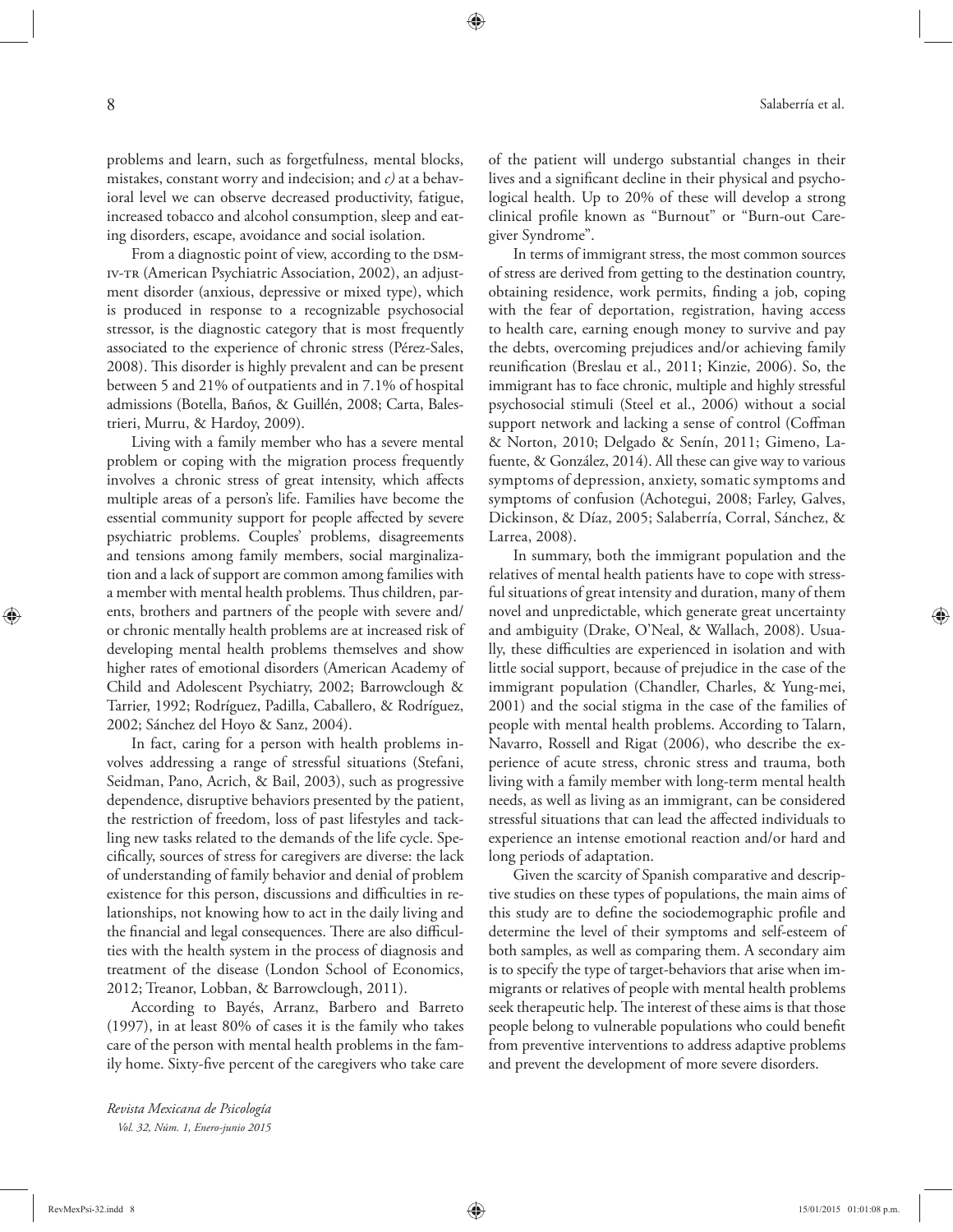problems and learn, such as forgetfulness, mental blocks, mistakes, constant worry and indecision; and *c)* at a behavioral level we can observe decreased productivity, fatigue, increased tobacco and alcohol consumption, sleep and eating disorders, escape, avoidance and social isolation.

From a diagnostic point of view, according to the DSM-IV-TR (American Psychiatric Association, 2002), an adjustment disorder (anxious, depressive or mixed type), which is produced in response to a recognizable psychosocial stressor, is the diagnostic category that is most frequently associated to the experience of chronic stress (Pérez-Sales, 2008). This disorder is highly prevalent and can be present between 5 and 21% of outpatients and in 7.1% of hospital admissions (Botella, Baños, & Guillén, 2008; Carta, Balestrieri, Murru, & Hardoy, 2009).

Living with a family member who has a severe mental problem or coping with the migration process frequently involves a chronic stress of great intensity, which affects multiple areas of a person's life. Families have become the essential community support for people affected by severe psychiatric problems. Couples' problems, disagreements and tensions among family members, social marginalization and a lack of support are common among families with a member with mental health problems. Thus children, parents, brothers and partners of the people with severe and/or chronic mentally health problems are at increased risk of developing mental health problems themselves and show higher rates of emotional disorders (American Academy of Child and Adolescent Psychiatry, 2002; Barrowclough & Tarrier, 1992; Rodríguez, Padilla, Caballero, & Rodríguez, 2002; Sánchez del Hoyo & Sanz, 2004).

In fact, caring for a person with health problems involves addressing a range of stressful situations (Stefani, Seidman, Pano, Acrich, & Bail, 2003), such as progressive dependence, disruptive behaviors presented by the patient, the restriction of freedom, loss of past lifestyles and tackling new tasks related to the demands of the life cycle. Specifically, sources of stress for caregivers are diverse: the lack of understanding of family behavior and denial of problem existence for this person, discussions and difficulties in relationships, not knowing how to act in the daily living and the financial and legal consequences. There are also difficulties with the health system in the process of diagnosis and treatment of the disease (London School of Economics, 2012; Treanor, Lobban, & Barrowclough, 2011).

According to Bayés, Arranz, Barbero and Barreto (1997), in at least 80% of cases it is the family who takes care of the person with mental health problems in the family home. Sixty-five percent of the caregivers who take care of the patient will undergo substantial changes in their lives and a significant decline in their physical and psychological health. Up to 20% of these will develop a strong clinical profile known as "Burnout" or "Burn-out Caregiver Syndrome".

In terms of immigrant stress, the most common sources of stress are derived from getting to the destination country, obtaining residence, work permits, finding a job, coping with the fear of deportation, registration, having access to health care, earning enough money to survive and pay the debts, overcoming prejudices and/or achieving family reunification (Breslau et al., 2011; Kinzie, 2006). So, the immigrant has to face chronic, multiple and highly stressful psychosocial stimuli (Steel et al., 2006) without a social support network and lacking a sense of control (Coffman & Norton, 2010; Delgado & Senín, 2011; Gimeno, Lafuente, & González, 2014). All these can give way to various symptoms of depression, anxiety, somatic symptoms and symptoms of confusion (Achotegui, 2008; Farley, Galves, Dickinson, & Díaz, 2005; Salaberría, Corral, Sánchez, & Larrea, 2008).

In summary, both the immigrant population and the relatives of mental health patients have to cope with stressful situations of great intensity and duration, many of them novel and unpredictable, which generate great uncertainty and ambiguity (Drake, O'Neal, & Wallach, 2008). Usually, these difficulties are experienced in isolation and with little social support, because of prejudice in the case of the immigrant population (Chandler, Charles, & Yung-mei, 2001) and the social stigma in the case of the families of people with mental health problems. According to Talarn, Navarro, Rossell and Rigat (2006), who describe the experience of acute stress, chronic stress and trauma, both living with a family member with long-term mental health needs, as well as living as an immigrant, can be considered stressful situations that can lead the affected individuals to experience an intense emotional reaction and/or hard and long periods of adaptation.

Given the scarcity of Spanish comparative and descriptive studies on these types of populations, the main aims of this study are to define the sociodemographic profile and determine the level of their symptoms and self-esteem of both samples, as well as comparing them. A secondary aim is to specify the type of target-behaviors that arise when immigrants or relatives of people with mental health problems seek therapeutic help. The interest of these aims is that those people belong to vulnerable populations who could benefit from preventive interventions to address adaptive problems and prevent the development of more severe disorders.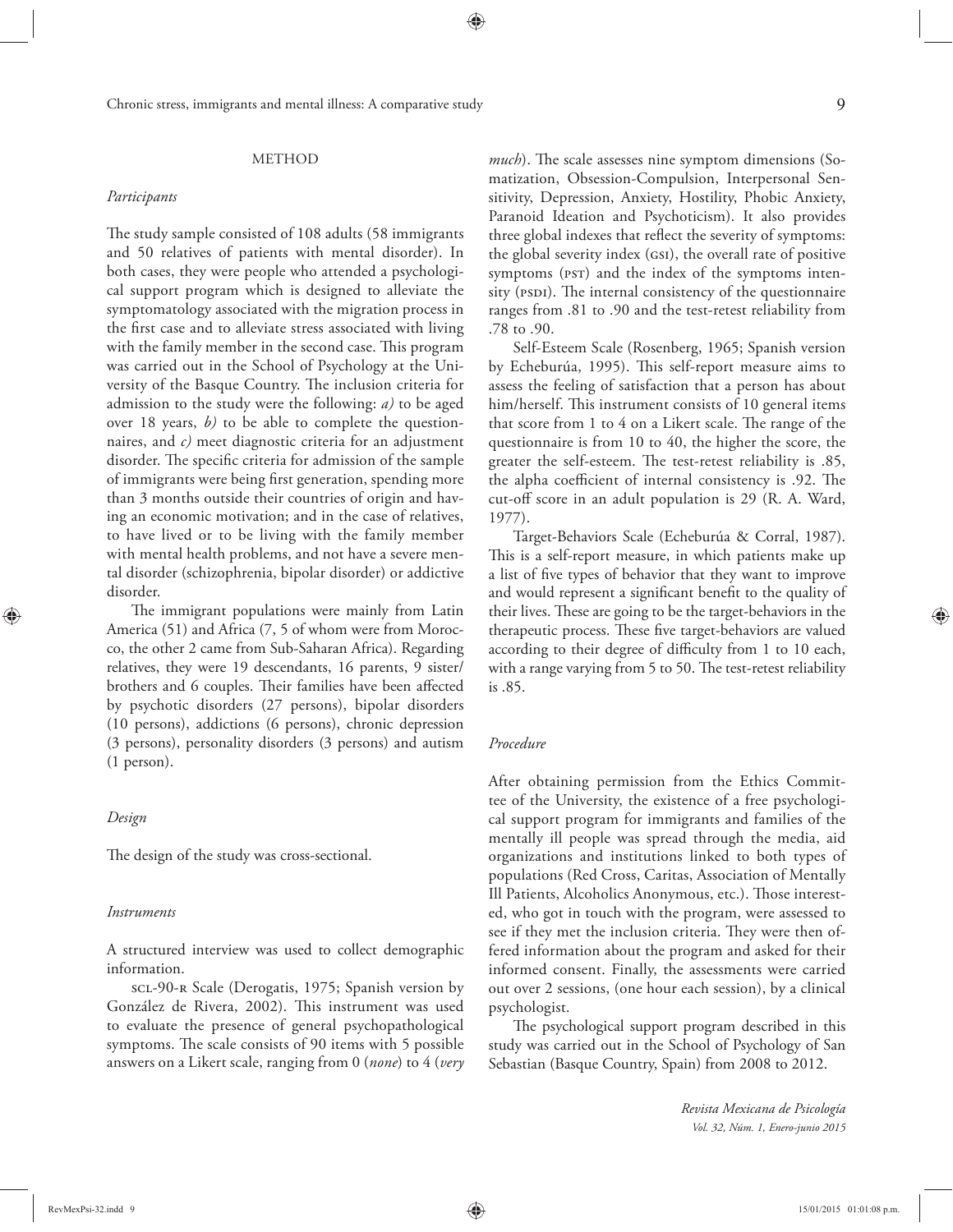## METHOD

### *Participants*

The study sample consisted of 108 adults (58 immigrants and 50 relatives of patients with mental disorder). In both cases, they were people who attended a psychological support program which is designed to alleviate the symptomatology associated with the migration process in the first case and to alleviate stress associated with living with the family member in the second case. This program was carried out in the School of Psychology at the University of the Basque Country. The inclusion criteria for admission to the study were the following: *a)* to be aged over 18 years, *b)* to be able to complete the questionnaires, and *c)* meet diagnostic criteria for an adjustment disorder. The specific criteria for admission of the sample of immigrants were being first generation, spending more than 3 months outside their countries of origin and having an economic motivation; and in the case of relatives, to have lived or to be living with the family member with mental health problems, and not have a severe mental disorder (schizophrenia, bipolar disorder) or addictive disorder.

The immigrant populations were mainly from Latin America (51) and Africa (7, 5 of whom were from Morocco, the other 2 came from Sub-Saharan Africa). Regarding relatives, they were 19 descendants, 16 parents, 9 sister/brothers and 6 couples. Their families have been affected by psychotic disorders (27 persons), bipolar disorders (10 persons), addictions (6 persons), chronic depression (3 persons), personality disorders (3 persons) and autism (1 person).

### *Design*

The design of the study was cross-sectional.

### *Instruments*

A structured interview was used to collect demographic information.

SCL-90-R Scale (Derogatis, 1975; Spanish version by González de Rivera, 2002). This instrument was used to evaluate the presence of general psychopathological symptoms. The scale consists of 90 items with 5 possible answers on a Likert scale, ranging from 0 (*none*) to 4 (*very much*). The scale assesses nine symptom dimensions (Somatization, Obsession-Compulsion, Interpersonal Sensitivity, Depression, Anxiety, Hostility, Phobic Anxiety, Paranoid Ideation and Psychoticism). It also provides three global indexes that reflect the severity of symptoms: the global severity index (GSI), the overall rate of positive symptoms (PST) and the index of the symptoms intensity (PSDI). The internal consistency of the questionnaire ranges from .81 to .90 and the test-retest reliability from .78 to .90.

Self-Esteem Scale (Rosenberg, 1965; Spanish version by Echeburúa, 1995). This self-report measure aims to assess the feeling of satisfaction that a person has about him/herself. This instrument consists of 10 general items that score from 1 to 4 on a Likert scale. The range of the questionnaire is from 10 to 40, the higher the score, the greater the self-esteem. The test-retest reliability is .85, the alpha coefficient of internal consistency is .92. The cut-off score in an adult population is 29 (R. A. Ward, 1977).

Target-Behaviors Scale (Echeburúa & Corral, 1987). This is a self-report measure, in which patients make up a list of five types of behavior that they want to improve and would represent a significant benefit to the quality of their lives. These are going to be the target-behaviors in the therapeutic process. These five target-behaviors are valued according to their degree of difficulty from 1 to 10 each, with a range varying from 5 to 50. The test-retest reliability is .85.

### *Procedure*

After obtaining permission from the Ethics Committee of the University, the existence of a free psychological support program for immigrants and families of the mentally ill people was spread through the media, aid organizations and institutions linked to both types of populations (Red Cross, Caritas, Association of Mentally Ill Patients, Alcoholics Anonymous, etc.). Those interested, who got in touch with the program, were assessed to see if they met the inclusion criteria. They were then offered information about the program and asked for their informed consent. Finally, the assessments were carried out over 2 sessions, (one hour each session), by a clinical psychologist.

The psychological support program described in this study was carried out in the School of Psychology of San Sebastian (Basque Country, Spain) from 2008 to 2012.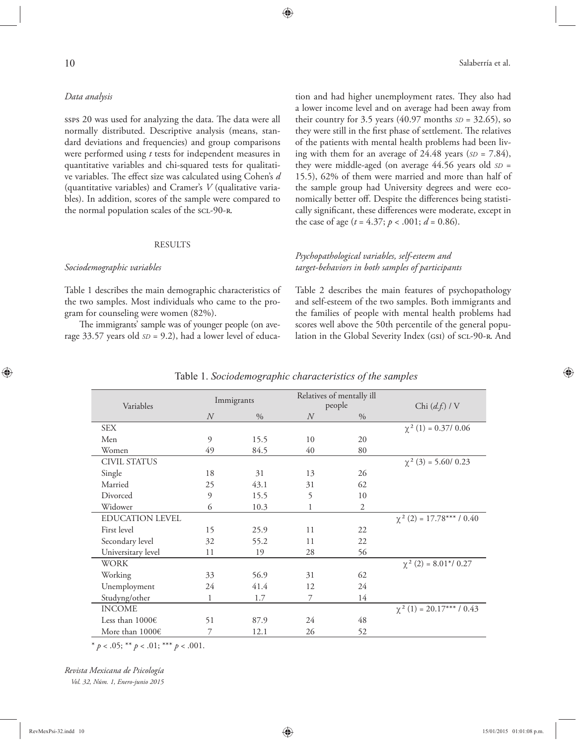### *Data analysis*

SSPS 20 was used for analyzing the data. The data were all normally distributed. Descriptive analysis (means, standard deviations and frequencies) and group comparisons were performed using *t* tests for independent measures in quantitative variables and chi-squared tests for qualitative variables. The effect size was calculated using Cohen's *d* (quantitative variables) and Cramer's *V* (qualitative variables). In addition, scores of the sample were compared to the normal population scales of the SCL-90-R.

## RESULTS

### *Sociodemographic variables*

Table 1 describes the main demographic characteristics of the two samples. Most individuals who came to the program for counseling were women (82%).

The immigrants' sample was of younger people (on average 33.57 years old *SD* = 9.2), had a lower level of education and had higher unemployment rates. They also had a lower income level and on average had been away from their country for 3.5 years (40.97 months *SD* = 32.65), so they were still in the first phase of settlement. The relatives of the patients with mental health problems had been living with them for an average of 24.48 years (*SD* = 7.84), they were middle-aged (on average 44.56 years old *SD* = 15.5), 62% of them were married and more than half of the sample group had University degrees and were economically better off. Despite the differences being statistically significant, these differences were moderate, except in the case of age ($t = 4.37$; $p < .001$; $d = 0.86$).

### *Psychopathological variables, self-esteem and target-behaviors in both samples of participants*

Table 2 describes the main features of psychopathology and self-esteem of the two samples. Both immigrants and the families of people with mental health problems had scores well above the 50th percentile of the general population in the Global Severity Index (GSI) of SCL-90-R. And

Table 1. *Sociodemographic characteristics of the samples*

| Variables | Immigrants | | Relatives of mentally ill people | | Chi (*d.f.*) / V |
|---|---|---|---|---|---|
| | *N* | % | *N* | % | |
| SEX | | | | | $\chi^2$ (1) = 0.37/ 0.06 |
| Men | 9 | 15.5 | 10 | 20 | |
| Women | 49 | 84.5 | 40 | 80 | |
| CIVIL STATUS | | | | | $\chi^2$ (3) = 5.60/ 0.23 |
| Single | 18 | 31 | 13 | 26 | |
| Married | 25 | 43.1 | 31 | 62 | |
| Divorced | 9 | 15.5 | 5 | 10 | |
| Widower | 6 | 10.3 | 1 | 2 | |
| EDUCATION LEVEL | | | | | $\chi^2$ (2) = 17.78*** / 0.40 |
| First level | 15 | 25.9 | 11 | 22 | |
| Secondary level | 32 | 55.2 | 11 | 22 | |
| Universitary level | 11 | 19 | 28 | 56 | |
| WORK | | | | | $\chi^2$ (2) = 8.01*/ 0.27 |
| Working | 33 | 56.9 | 31 | 62 | |
| Unemployment | 24 | 41.4 | 12 | 24 | |
| Studyng/other | 1 | 1.7 | 7 | 14 | |
| INCOME | | | | | $\chi^2$ (1) = 20.17*** / 0.43 |
| Less than 1000€ | 51 | 87.9 | 24 | 48 | |
| More than 1000€ | 7 | 12.1 | 26 | 52 | |

* $p < .05$; ** $p < .01$; *** $p < .001$.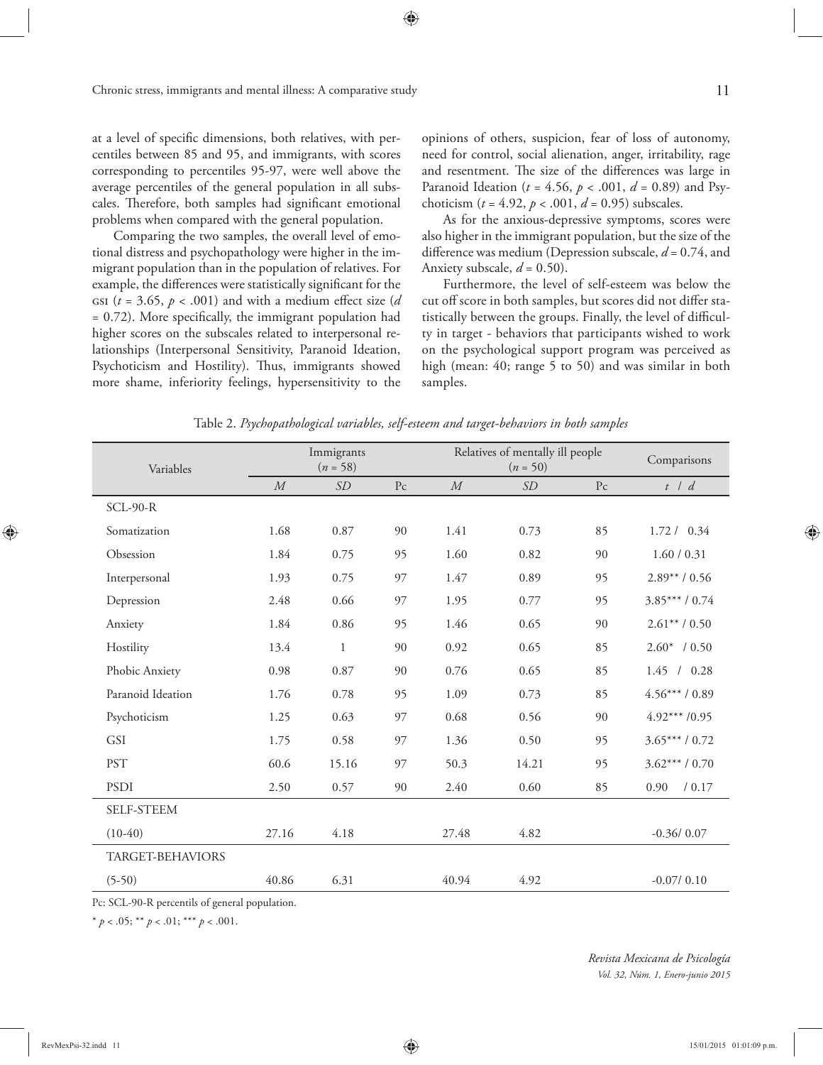at a level of specific dimensions, both relatives, with percentiles between 85 and 95, and immigrants, with scores corresponding to percentiles 95-97, were well above the average percentiles of the general population in all subscales. Therefore, both samples had significant emotional problems when compared with the general population.

Comparing the two samples, the overall level of emotional distress and psychopathology were higher in the immigrant population than in the population of relatives. For example, the differences were statistically significant for the GSI ($t$ = 3.65, $p$ < .001) and with a medium effect size ($d$ = 0.72). More specifically, the immigrant population had higher scores on the subscales related to interpersonal relationships (Interpersonal Sensitivity, Paranoid Ideation, Psychoticism and Hostility). Thus, immigrants showed more shame, inferiority feelings, hypersensitivity to the opinions of others, suspicion, fear of loss of autonomy, need for control, social alienation, anger, irritability, rage and resentment. The size of the differences was large in Paranoid Ideation ($t$ = 4.56, $p$ < .001, $d$ = 0.89) and Psychoticism ($t$ = 4.92, $p$ < .001, $d$ = 0.95) subscales.

As for the anxious-depressive symptoms, scores were also higher in the immigrant population, but the size of the difference was medium (Depression subscale, $d$ = 0.74, and Anxiety subscale, $d$ = 0.50).

Furthermore, the level of self-esteem was below the cut off score in both samples, but scores did not differ statistically between the groups. Finally, the level of difficulty in target - behaviors that participants wished to work on the psychological support program was perceived as high (mean: 40; range 5 to 50) and was similar in both samples.

Table 2. *Psychopathological variables, self-esteem and target-behaviors in both samples*

| Variables | Immigrants ($n$ = 58) | | | Relatives of mentally ill people ($n$ = 50) | | | Comparisons |
|---|---|---|---|---|---|---|---|
| | $M$ | $SD$ | Pc | $M$ | $SD$ | Pc | $t$ / $d$ |
| SCL-90-R | | | | | | | |
| Somatization | 1.68 | 0.87 | 90 | 1.41 | 0.73 | 85 | 1.72 / 0.34 |
| Obsession | 1.84 | 0.75 | 95 | 1.60 | 0.82 | 90 | 1.60 / 0.31 |
| Interpersonal | 1.93 | 0.75 | 97 | 1.47 | 0.89 | 95 | 2.89** / 0.56 |
| Depression | 2.48 | 0.66 | 97 | 1.95 | 0.77 | 95 | 3.85*** / 0.74 |
| Anxiety | 1.84 | 0.86 | 95 | 1.46 | 0.65 | 90 | 2.61** / 0.50 |
| Hostility | 13.4 | 1 | 90 | 0.92 | 0.65 | 85 | 2.60* / 0.50 |
| Phobic Anxiety | 0.98 | 0.87 | 90 | 0.76 | 0.65 | 85 | 1.45 / 0.28 |
| Paranoid Ideation | 1.76 | 0.78 | 95 | 1.09 | 0.73 | 85 | 4.56*** / 0.89 |
| Psychoticism | 1.25 | 0.63 | 97 | 0.68 | 0.56 | 90 | 4.92*** /0.95 |
| GSI | 1.75 | 0.58 | 97 | 1.36 | 0.50 | 95 | 3.65*** / 0.72 |
| PST | 60.6 | 15.16 | 97 | 50.3 | 14.21 | 95 | 3.62*** / 0.70 |
| PSDI | 2.50 | 0.57 | 90 | 2.40 | 0.60 | 85 | 0.90 / 0.17 |
| SELF-STEEM | | | | | | | |
| (10-40) | 27.16 | 4.18 | | 27.48 | 4.82 | | -0.36/ 0.07 |
| TARGET-BEHAVIORS | | | | | | | |
| (5-50) | 40.86 | 6.31 | | 40.94 | 4.92 | | -0.07/ 0.10 |

Pc: SCL-90-R percentils of general population.

* $p$ < .05; ** $p$ < .01; *** $p$ < .001.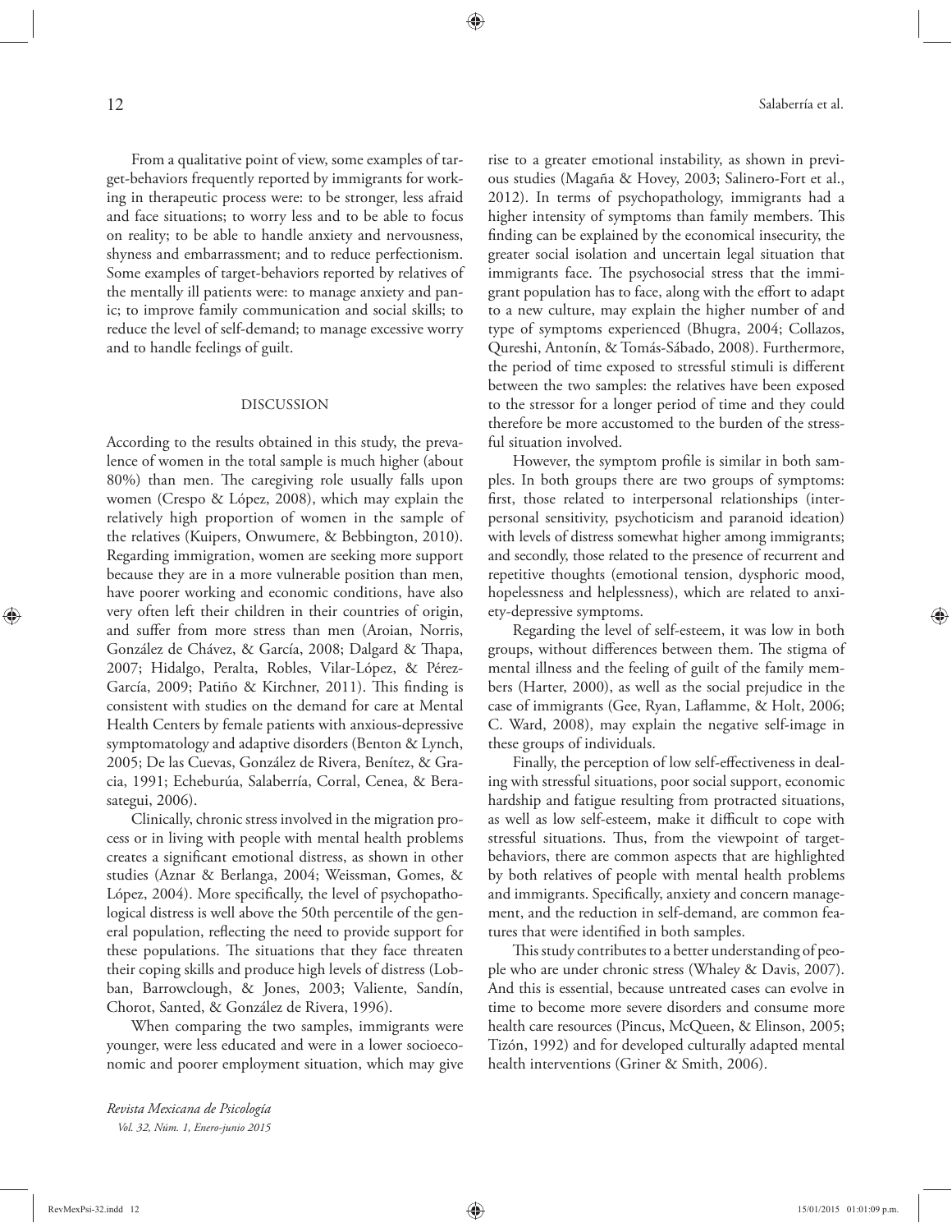From a qualitative point of view, some examples of target-behaviors frequently reported by immigrants for working in therapeutic process were: to be stronger, less afraid and face situations; to worry less and to be able to focus on reality; to be able to handle anxiety and nervousness, shyness and embarrassment; and to reduce perfectionism. Some examples of target-behaviors reported by relatives of the mentally ill patients were: to manage anxiety and panic; to improve family communication and social skills; to reduce the level of self-demand; to manage excessive worry and to handle feelings of guilt.

## DISCUSSION

According to the results obtained in this study, the prevalence of women in the total sample is much higher (about 80%) than men. The caregiving role usually falls upon women (Crespo & López, 2008), which may explain the relatively high proportion of women in the sample of the relatives (Kuipers, Onwumere, & Bebbington, 2010). Regarding immigration, women are seeking more support because they are in a more vulnerable position than men, have poorer working and economic conditions, have also very often left their children in their countries of origin, and suffer from more stress than men (Aroian, Norris, González de Chávez, & García, 2008; Dalgard & Thapa, 2007; Hidalgo, Peralta, Robles, Vilar-López, & Pérez-García, 2009; Patiño & Kirchner, 2011). This finding is consistent with studies on the demand for care at Mental Health Centers by female patients with anxious-depressive symptomatology and adaptive disorders (Benton & Lynch, 2005; De las Cuevas, González de Rivera, Benítez, & Gracia, 1991; Echeburúa, Salaberría, Corral, Cenea, & Berasategui, 2006).

Clinically, chronic stress involved in the migration process or in living with people with mental health problems creates a significant emotional distress, as shown in other studies (Aznar & Berlanga, 2004; Weissman, Gomes, & López, 2004). More specifically, the level of psychopathological distress is well above the 50th percentile of the general population, reflecting the need to provide support for these populations. The situations that they face threaten their coping skills and produce high levels of distress (Lobban, Barrowclough, & Jones, 2003; Valiente, Sandín, Chorot, Santed, & González de Rivera, 1996).

When comparing the two samples, immigrants were younger, were less educated and were in a lower socioeconomic and poorer employment situation, which may give rise to a greater emotional instability, as shown in previous studies (Magaña & Hovey, 2003; Salinero-Fort et al., 2012). In terms of psychopathology, immigrants had a higher intensity of symptoms than family members. This finding can be explained by the economical insecurity, the greater social isolation and uncertain legal situation that immigrants face. The psychosocial stress that the immigrant population has to face, along with the effort to adapt to a new culture, may explain the higher number of and type of symptoms experienced (Bhugra, 2004; Collazos, Qureshi, Antonín, & Tomás-Sábado, 2008). Furthermore, the period of time exposed to stressful stimuli is different between the two samples: the relatives have been exposed to the stressor for a longer period of time and they could therefore be more accustomed to the burden of the stressful situation involved.

However, the symptom profile is similar in both samples. In both groups there are two groups of symptoms: first, those related to interpersonal relationships (interpersonal sensitivity, psychoticism and paranoid ideation) with levels of distress somewhat higher among immigrants; and secondly, those related to the presence of recurrent and repetitive thoughts (emotional tension, dysphoric mood, hopelessness and helplessness), which are related to anxiety-depressive symptoms.

Regarding the level of self-esteem, it was low in both groups, without differences between them. The stigma of mental illness and the feeling of guilt of the family members (Harter, 2000), as well as the social prejudice in the case of immigrants (Gee, Ryan, Laflamme, & Holt, 2006; C. Ward, 2008), may explain the negative self-image in these groups of individuals.

Finally, the perception of low self-effectiveness in dealing with stressful situations, poor social support, economic hardship and fatigue resulting from protracted situations, as well as low self-esteem, make it difficult to cope with stressful situations. Thus, from the viewpoint of target-behaviors, there are common aspects that are highlighted by both relatives of people with mental health problems and immigrants. Specifically, anxiety and concern management, and the reduction in self-demand, are common features that were identified in both samples.

This study contributes to a better understanding of people who are under chronic stress (Whaley & Davis, 2007). And this is essential, because untreated cases can evolve in time to become more severe disorders and consume more health care resources (Pincus, McQueen, & Elinson, 2005; Tizón, 1992) and for developed culturally adapted mental health interventions (Griner & Smith, 2006).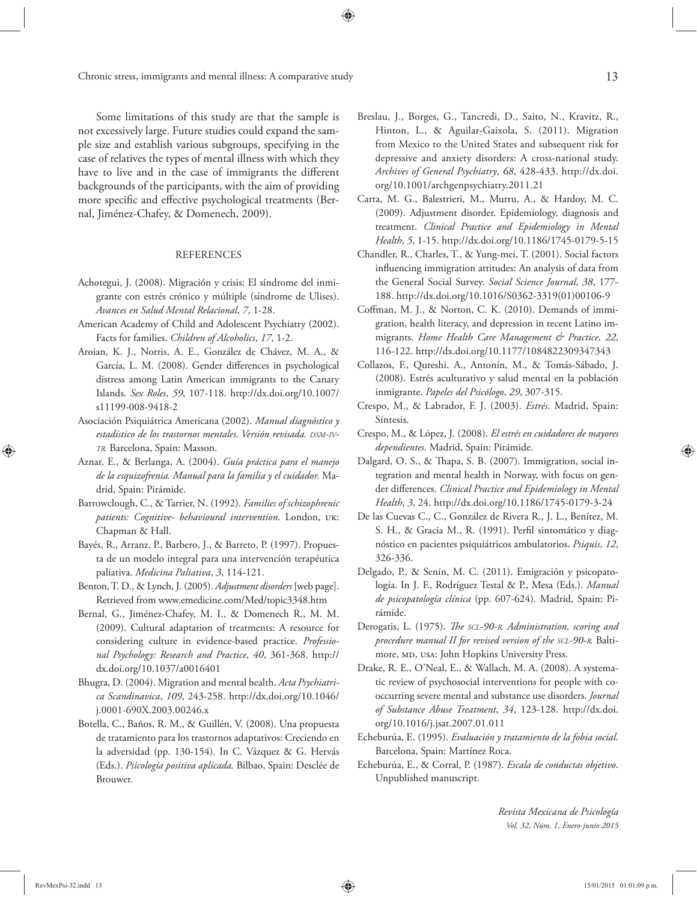Some limitations of this study are that the sample is not excessively large. Future studies could expand the sample size and establish various subgroups, specifying in the case of relatives the types of mental illness with which they have to live and in the case of immigrants the different backgrounds of the participants, with the aim of providing more specific and effective psychological treatments (Bernal, Jiménez-Chafey, & Domenech, 2009).

## REFERENCES

Achotegui, J. (2008). Migración y crisis: El síndrome del inmigrante con estrés crónico y múltiple (síndrome de Ulises). *Avances en Salud Mental Relacional*, *7*, 1-28.

American Academy of Child and Adolescent Psychiatry (2002). Facts for families. *Children of Alcoholics*, *17*, 1-2.

Aroian, K. J., Norris, A. E., González de Chávez, M. A., & García, L. M. (2008). Gender differences in psychological distress among Latin American immigrants to the Canary Islands. *Sex Roles*, *59*, 107-118. http://dx.doi.org/10.1007/s11199-008-9418-2

Asociación Psiquiátrica Americana (2002). *Manual diagnóstico y estadístico de los trastornos mentales. Versión revisada. DSM-IV-TR.* Barcelona, Spain: Masson.

Aznar, E., & Berlanga, A. (2004). *Guía práctica para el manejo de la esquizofrenia. Manual para la familia y el cuidador.* Madrid, Spain: Pirámide.

Barrowclough, C., & Tarrier, N. (1992). *Families of schizophrenic patients: Cognitive- behavioural intervention*. London, UK: Chapman & Hall.

Bayés, R., Arranz, P., Barbero, J., & Barreto, P. (1997). Propuesta de un modelo integral para una intervención terapéutica paliativa. *Medicina Paliativa*, *3*, 114-121.

Benton, T. D., & Lynch, J. (2005). *Adjustment disorders* [web page]. Retrieved from www.emedicine.com/Med/topic3348.htm

Bernal, G., Jiménez-Chafey, M. I., & Domenech R., M. M. (2009). Cultural adaptation of treatments: A resource for considering culture in evidence-based practice. *Professional Psychology: Research and Practice*, *40*, 361-368. http://dx.doi.org/10.1037/a0016401

Bhugra, D. (2004). Migration and mental health. *Acta Psychiatrica Scandinavica*, *109*, 243-258. http://dx.doi.org/10.1046/j.0001-690X.2003.00246.x

Botella, C., Baños, R. M., & Guillén, V. (2008). Una propuesta de tratamiento para los trastornos adaptativos: Creciendo en la adversidad (pp. 130-154). In C. Vázquez & G. Hervás (Eds.). *Psicología positiva aplicada.* Bilbao, Spain: Desclée de Brouwer.

Breslau, J., Borges, G., Tancredi, D., Saito, N., Kravitz, R., Hinton, L., & Aguilar-Gaixola, S. (2011). Migration from Mexico to the United States and subsequent risk for depressive and anxiety disorders: A cross-national study. *Archives of General Psychiatry*, *68*, 428-433. http://dx.doi.org/10.1001/archgenpsychiatry.2011.21

Carta, M. G., Balestrieri, M., Murru, A., & Hardoy, M. C. (2009). Adjustment disorder. Epidemiology, diagnosis and treatment. *Clinical Practice and Epidemiology in Mental Health*, *5*, 1-15. http://dx.doi.org/10.1186/1745-0179-5-15

Chandler, R., Charles, T., & Yung-mei, T. (2001). Social factors influencing immigration attitudes: An analysis of data from the General Social Survey. *Social Science Journal*, *38*, 177-188. http://dx.doi.org/10.1016/S0362-3319(01)00106-9

Coffman, M. J., & Norton, C. K. (2010). Demands of immigration, health literacy, and depression in recent Latino immigrants. *Home Health Care Management & Practice*, *22*, 116-122. http://dx.doi.org/10.1177/1084822309347343

Collazos, F., Qureshi. A., Antonín, M., & Tomás-Sábado, J. (2008). Estrés aculturativo y salud mental en la población inmigrante. *Papeles del Psicólogo*, *29*, 307-315.

Crespo, M., & Labrador, F. J. (2003). *Estrés.* Madrid, Spain: Síntesis.

Crespo, M., & López, J. (2008). *El estrés en cuidadores de mayores dependientes.* Madrid, Spain: Pirámide.

Dalgard, O. S., & Thapa, S. B. (2007). Immigration, social integration and mental health in Norway, with focus on gender differences. *Clinical Practice and Epidemiology in Mental Health*, *3*, 24. http://dx.doi.org/10.1186/1745-0179-3-24

De las Cuevas C., C., González de Rivera R., J. L., Benítez, M. S. H., & Gracia M., R. (1991). Perfil sintomático y diagnóstico en pacientes psiquiátricos ambulatorios. *Psiquis*, *12*, 326-336.

Delgado, P., & Senín, M. C. (2011). Emigración y psicopatología. In J. F., Rodríguez Testal & P., Mesa (Eds.). *Manual de psicopatología clínica* (pp. 607-624)*.* Madrid, Spain: Pirámide.

Derogatis, L. (1975). *The SCL-90-R. Administration, scoring and procedure manual II for revised version of the SCL-90-R.* Baltimore, MD, USA: John Hopkins University Press.

Drake, R. E., O'Neal, E., & Wallach, M. A. (2008). A systematic review of psychosocial interventions for people with co-occurring severe mental and substance use disorders. *Journal of Substance Abuse Treatment*, *34*, 123-128. http://dx.doi.org/10.1016/j.jsat.2007.01.011

Echeburúa, E. (1995). *Evaluación y tratamiento de la fobia social*. Barcelona, Spain: Martínez Roca.

Echeburúa, E., & Corral, P. (1987). *Escala de conductas objetivo*. Unpublished manuscript.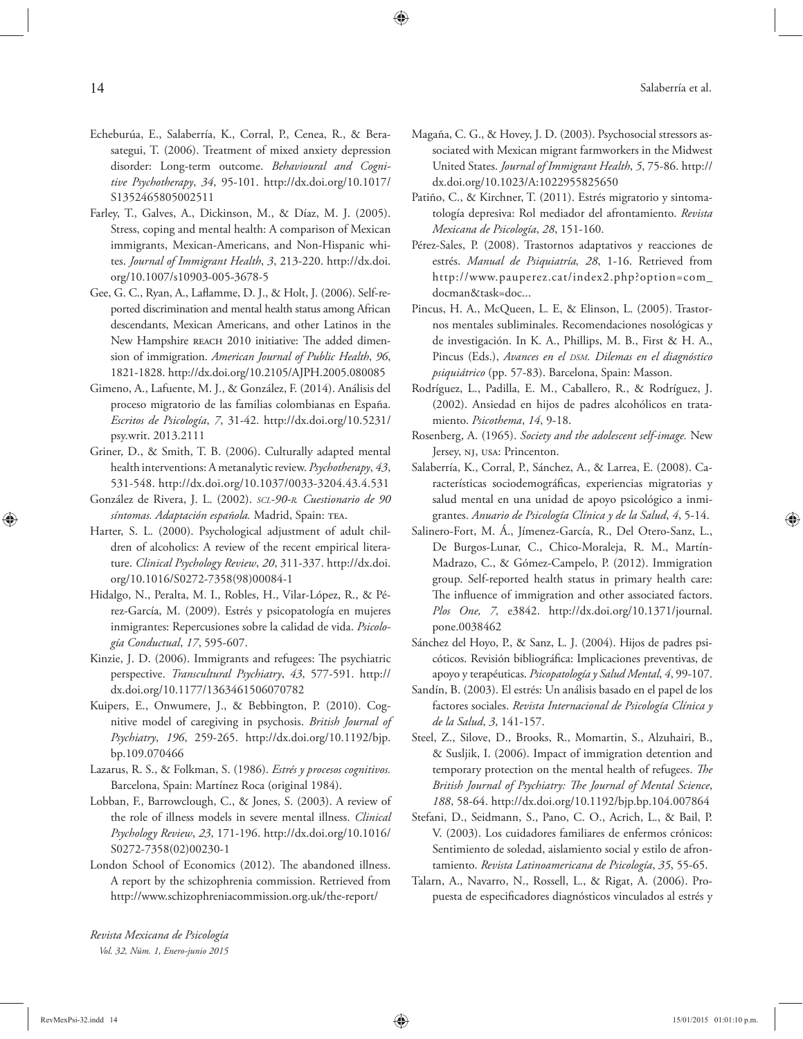Echeburúa, E., Salaberría, K., Corral, P., Cenea, R., & Berasategui, T. (2006). Treatment of mixed anxiety depression disorder: Long-term outcome. *Behavioural and Cognitive Psychotherapy*, *34*, 95-101. http://dx.doi.org/10.1017/S1352465805002511

Farley, T., Galves, A., Dickinson, M., & Díaz, M. J. (2005). Stress, coping and mental health: A comparison of Mexican immigrants, Mexican-Americans, and Non-Hispanic whites. *Journal of Immigrant Health*, *3*, 213-220. http://dx.doi.org/10.1007/s10903-005-3678-5

Gee, G. C., Ryan, A., Laflamme, D. J., & Holt, J. (2006). Self-reported discrimination and mental health status among African descendants, Mexican Americans, and other Latinos in the New Hampshire REACH 2010 initiative: The added dimension of immigration. *American Journal of Public Health*, *96*, 1821-1828. http://dx.doi.org/10.2105/AJPH.2005.080085

Gimeno, A., Lafuente, M. J., & González, F. (2014). Análisis del proceso migratorio de las familias colombianas en España. *Escritos de Psicología*, *7*, 31-42. http://dx.doi.org/10.5231/psy.writ. 2013.2111

Griner, D., & Smith, T. B. (2006). Culturally adapted mental health interventions: A metanalytic review. *Psychotherapy*, *43*, 531-548. http://dx.doi.org/10.1037/0033-3204.43.4.531

González de Rivera, J. L. (2002). *SCL-90-R. Cuestionario de 90 síntomas. Adaptación española.* Madrid, Spain: TEA.

Harter, S. L. (2000). Psychological adjustment of adult children of alcoholics: A review of the recent empirical literature. *Clinical Psychology Review*, *20*, 311-337. http://dx.doi.org/10.1016/S0272-7358(98)00084-1

Hidalgo, N., Peralta, M. I., Robles, H., Vilar-López, R., & Pérez-García, M. (2009). Estrés y psicopatología en mujeres inmigrantes: Repercusiones sobre la calidad de vida. *Psicología Conductual*, *17*, 595-607.

Kinzie, J. D. (2006). Immigrants and refugees: The psychiatric perspective. *Transcultural Psychiatry*, *43*, 577-591. http://dx.doi.org/10.1177/1363461506070782

Kuipers, E., Onwumere, J., & Bebbington, P. (2010). Cognitive model of caregiving in psychosis. *British Journal of Psychiatry*, *196*, 259-265. http://dx.doi.org/10.1192/bjp.bp.109.070466

Lazarus, R. S., & Folkman, S. (1986). *Estrés y procesos cognitivos.* Barcelona, Spain: Martínez Roca (original 1984).

Lobban, F., Barrowclough, C., & Jones, S. (2003). A review of the role of illness models in severe mental illness. *Clinical Psychology Review*, *23*, 171-196. http://dx.doi.org/10.1016/S0272-7358(02)00230-1

London School of Economics (2012). The abandoned illness. A report by the schizophrenia commission. Retrieved from http://www.schizophreniacommission.org.uk/the-report/

Magaña, C. G., & Hovey, J. D. (2003). Psychosocial stressors associated with Mexican migrant farmworkers in the Midwest United States. *Journal of Immigrant Health*, *5*, 75-86. http://dx.doi.org/10.1023/A:1022955825650

Patiño, C., & Kirchner, T. (2011). Estrés migratorio y sintomatología depresiva: Rol mediador del afrontamiento. *Revista Mexicana de Psicología*, *28*, 151-160.

Pérez-Sales, P. (2008). Trastornos adaptativos y reacciones de estrés. *Manual de Psiquiatría, 28*, 1-16. Retrieved from http://www.pauperez.cat/index2.php?option=com_docman&task=doc...

Pincus, H. A., McQueen, L. E, & Elinson, L. (2005). Trastornos mentales subliminales. Recomendaciones nosológicas y de investigación. In K. A., Phillips, M. B., First & H. A., Pincus (Eds.), *Avances en el DSM. Dilemas en el diagnóstico psiquiátrico* (pp. 57-83). Barcelona, Spain: Masson.

Rodríguez, L., Padilla, E. M., Caballero, R., & Rodríguez, J. (2002). Ansiedad en hijos de padres alcohólicos en tratamiento. *Psicothema*, *14*, 9-18.

Rosenberg, A. (1965). *Society and the adolescent self-image.* New Jersey, NJ, USA: Princenton.

Salaberría, K., Corral, P., Sánchez, A., & Larrea, E. (2008). Características sociodemográficas, experiencias migratorias y salud mental en una unidad de apoyo psicológico a inmigrantes. *Anuario de Psicología Clínica y de la Salud*, *4*, 5-14.

Salinero-Fort, M. Á., Jímenez-García, R., Del Otero-Sanz, L., De Burgos-Lunar, C., Chico-Moraleja, R. M., Martín-Madrazo, C., & Gómez-Campelo, P. (2012). Immigration group. Self-reported health status in primary health care: The influence of immigration and other associated factors. *Plos One, 7,* e3842. http://dx.doi.org/10.1371/journal.pone.0038462

Sánchez del Hoyo, P., & Sanz, L. J. (2004). Hijos de padres psicóticos. Revisión bibliográfica: Implicaciones preventivas, de apoyo y terapéuticas. *Psicopatología y Salud Mental*, *4*, 99-107.

Sandín, B. (2003). El estrés: Un análisis basado en el papel de los factores sociales. *Revista Internacional de Psicología Clínica y de la Salud*, *3*, 141-157.

Steel, Z., Silove, D., Brooks, R., Momartin, S., Alzuhairi, B., & Susljik, I. (2006). Impact of immigration detention and temporary protection on the mental health of refugees. *The British Journal of Psychiatry: The Journal of Mental Science*, *188*, 58-64. http://dx.doi.org/10.1192/bjp.bp.104.007864

Stefani, D., Seidmann, S., Pano, C. O., Acrich, L., & Bail, P. V. (2003). Los cuidadores familiares de enfermos crónicos: Sentimiento de soledad, aislamiento social y estilo de afrontamiento. *Revista Latinoamericana de Psicología*, *35*, 55-65.

Talarn, A., Navarro, N., Rossell, L., & Rigat, A. (2006). Propuesta de especificadores diagnósticos vinculados al estrés y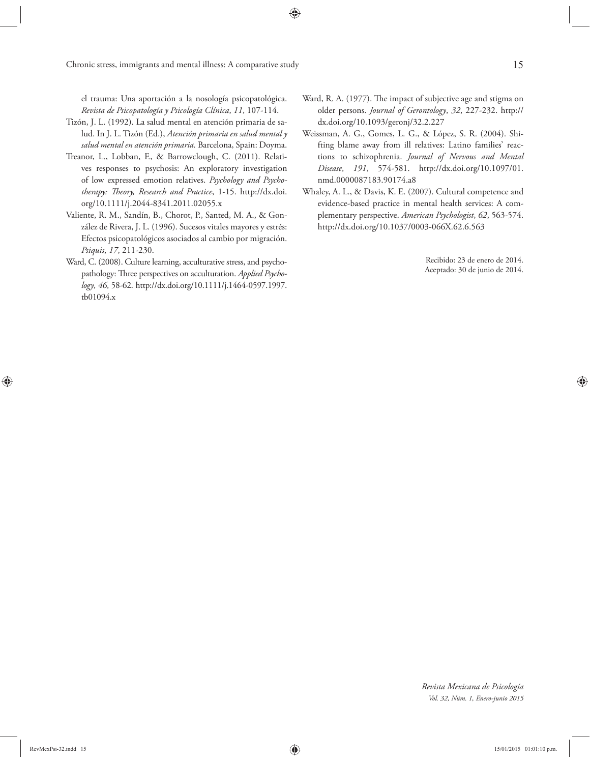el trauma: Una aportación a la nosología psicopatológica. *Revista de Psicopatología y Psicología Clínica*, *11*, 107-114.

Tizón, J. L. (1992). La salud mental en atención primaria de salud. In J. L. Tizón (Ed.), *Atención primaria en salud mental y salud mental en atención primaria.* Barcelona, Spain: Doyma.

Treanor, L., Lobban, F., & Barrowclough, C. (2011). Relatives responses to psychosis: An exploratory investigation of low expressed emotion relatives. *Psychology and Psychotherapy: Theory, Research and Practice*, 1-15. http://dx.doi.org/10.1111/j.2044-8341.2011.02055.x

Valiente, R. M., Sandín, B., Chorot, P., Santed, M. A., & González de Rivera, J. L. (1996). Sucesos vitales mayores y estrés: Efectos psicopatológicos asociados al cambio por migración. *Psiquis*, *17*, 211-230.

Ward, C. (2008). Culture learning, acculturative stress, and psychopathology: Three perspectives on acculturation. *Applied Psychology*, *46*, 58-62. http://dx.doi.org/10.1111/j.1464-0597.1997.tb01094.x

Ward, R. A. (1977). The impact of subjective age and stigma on older persons. *Journal of Gerontology*, *32*, 227-232. http://dx.doi.org/10.1093/geronj/32.2.227

Weissman, A. G., Gomes, L. G., & López, S. R. (2004). Shifting blame away from ill relatives: Latino families' reactions to schizophrenia. *Journal of Nervous and Mental Disease*, *191*, 574-581. http://dx.doi.org/10.1097/01.nmd.0000087183.90174.a8

Whaley, A. L., & Davis, K. E. (2007). Cultural competence and evidence-based practice in mental health services: A complementary perspective. *American Psychologist*, *62*, 563-574. http://dx.doi.org/10.1037/0003-066X.62.6.563

Recibido: 23 de enero de 2014.
Aceptado: 30 de junio de 2014.